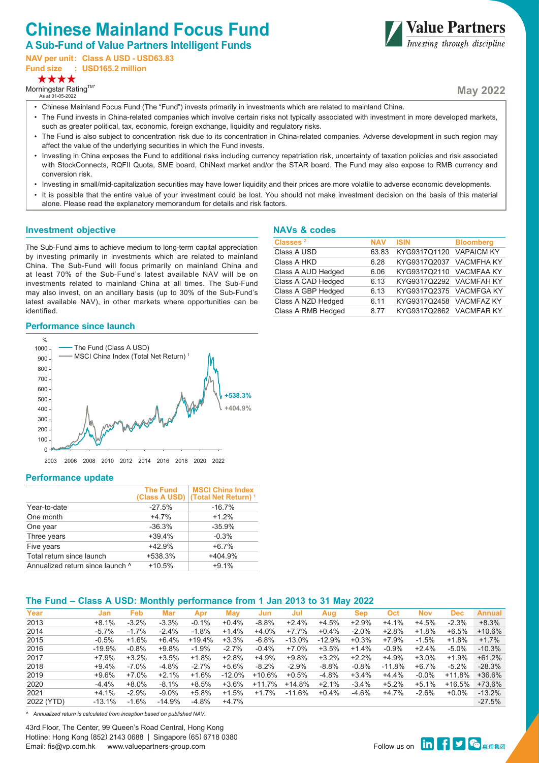# Chinese Mainland Focus Fund

## A Sub-Fund of Value Partners Intelligent Funds

**NAV per unit: Class A USD - USD63.83**
**Fund size : USD165.2 million**

★★★★
Morningstar Rating™*
As at 31-05-2022

**May 2022**

- Chinese Mainland Focus Fund (The "Fund") invests primarily in investments which are related to mainland China.
- The Fund invests in China-related companies which involve certain risks not typically associated with investment in more developed markets, such as greater political, tax, economic, foreign exchange, liquidity and regulatory risks.
- The Fund is also subject to concentration risk due to its concentration in China-related companies. Adverse development in such region may affect the value of the underlying securities in which the Fund invests.
- Investing in China exposes the Fund to additional risks including currency repatriation risk, uncertainty of taxation policies and risk associated with StockConnects, RQFII Quota, SME board, ChiNext market and/or the STAR board. The Fund may also expose to RMB currency and conversion risk.
- Investing in small/mid-capitalization securities may have lower liquidity and their prices are more volatile to adverse economic developments.
- It is possible that the entire value of your investment could be lost. You should not make investment decision on the basis of this material alone. Please read the explanatory memorandum for details and risk factors.

### Investment objective

The Sub-Fund aims to achieve medium to long-term capital appreciation by investing primarily in investments which are related to mainland China. The Sub-Fund will focus primarily on mainland China and at least 70% of the Sub-Fund's latest available NAV will be on investments related to mainland China at all times. The Sub-Fund may also invest, on an ancillary basis (up to 30% of the Sub-Fund's latest available NAV), in other markets where opportunities can be identified.

### NAVs & codes

| Classes [2] | NAV | ISIN | Bloomberg |
|---|---|---|---|
| Class A USD | 63.83 | KYG9317Q1120 | VAPAICM KY |
| Class A HKD | 6.28 | KYG9317Q2037 | VACMFHA KY |
| Class A AUD Hedged | 6.06 | KYG9317Q2110 | VACMFAA KY |
| Class A CAD Hedged | 6.13 | KYG9317Q2292 | VACMFAH KY |
| Class A GBP Hedged | 6.13 | KYG9317Q2375 | VACMFGA KY |
| Class A NZD Hedged | 6.11 | KYG9317Q2458 | VACMFAZ KY |
| Class A RMB Hedged | 8.77 | KYG9317Q2862 | VACMFAR KY |

### Performance since launch

The Fund (Class A USD): +538.3%
MSCI China Index (Total Net Return) [1]: +404.9%

### Performance update

| | The Fund (Class A USD) | MSCI China Index (Total Net Return) [1] |
|---|---|---|
| Year-to-date | -27.5% | -16.7% |
| One month | +4.7% | +1.2% |
| One year | -36.3% | -35.9% |
| Three years | +39.4% | -0.3% |
| Five years | +42.9% | +6.7% |
| Total return since launch | +538.3% | +404.9% |
| Annualized return since launch ^ | +10.5% | +9.1% |

### The Fund – Class A USD: Monthly performance from 1 Jan 2013 to 31 May 2022

| Year | Jan | Feb | Mar | Apr | May | Jun | Jul | Aug | Sep | Oct | Nov | Dec | Annual |
|---|---|---|---|---|---|---|---|---|---|---|---|---|---|
| 2013 | +8.1% | -3.2% | -3.3% | -0.1% | +0.4% | -8.8% | +2.4% | +4.5% | +2.9% | +4.1% | +4.5% | -2.3% | +8.3% |
| 2014 | -5.7% | -1.7% | -2.4% | -1.8% | +1.4% | +4.0% | +7.7% | +0.4% | -2.0% | +2.8% | +1.8% | +6.5% | +10.6% |
| 2015 | -0.5% | +1.6% | +6.4% | +19.4% | +3.3% | -6.8% | -13.0% | -12.9% | +0.3% | +7.9% | -1.5% | +1.8% | +1.7% |
| 2016 | -19.9% | -0.8% | +9.8% | -1.9% | -2.7% | -0.4% | +7.0% | +3.5% | +1.4% | -0.9% | +2.4% | -5.0% | -10.3% |
| 2017 | +7.9% | +3.2% | +3.5% | +1.8% | +2.8% | +4.9% | +9.8% | +3.2% | +2.2% | +4.9% | +3.0% | +1.9% | +61.2% |
| 2018 | +9.4% | -7.0% | -4.8% | -2.7% | +5.6% | -8.2% | -2.9% | -8.8% | -0.8% | -11.8% | +6.7% | -5.2% | -28.3% |
| 2019 | +9.6% | +7.0% | +2.1% | +1.6% | -12.0% | +10.6% | +0.5% | -4.8% | +3.4% | +4.4% | -0.0% | +11.8% | +36.6% |
| 2020 | -4.4% | +8.0% | -8.1% | +8.5% | +3.6% | +11.7% | +14.8% | +2.1% | -3.4% | +5.2% | +5.1% | +16.5% | +73.6% |
| 2021 | +4.1% | -2.9% | -9.0% | +5.8% | +1.5% | +1.7% | -11.6% | +0.4% | -4.6% | +4.7% | -2.6% | +0.0% | -13.2% |
| 2022 (YTD) | -13.1% | -1.6% | -14.9% | -4.8% | +4.7% | | | | | | | | -27.5% |

*^ Annualized return is calculated from inception based on published NAV.*

43rd Floor, The Center, 99 Queen's Road Central, Hong Kong
Hotline: Hong Kong (852) 2143 0688 | Singapore (65) 6718 0380
Email: fis@vp.com.hk www.valuepartners-group.com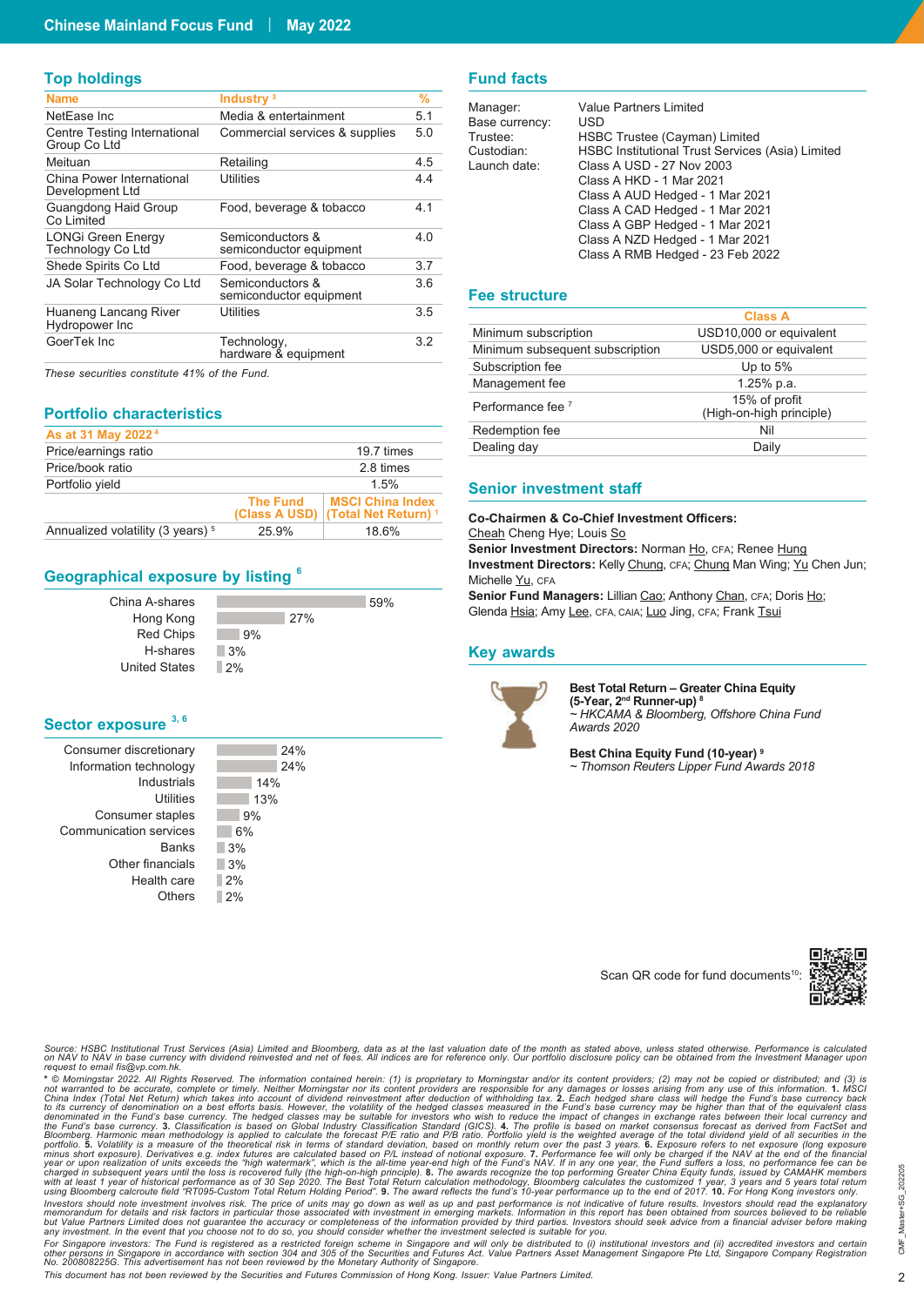## Top holdings

| Name | Industry [3] | % |
|---|---|---|
| NetEase Inc | Media & entertainment | 5.1 |
| Centre Testing International Group Co Ltd | Commercial services & supplies | 5.0 |
| Meituan | Retailing | 4.5 |
| China Power International Development Ltd | Utilities | 4.4 |
| Guangdong Haid Group Co Limited | Food, beverage & tobacco | 4.1 |
| LONGi Green Energy Technology Co Ltd | Semiconductors & semiconductor equipment | 4.0 |
| Shede Spirits Co Ltd | Food, beverage & tobacco | 3.7 |
| JA Solar Technology Co Ltd | Semiconductors & semiconductor equipment | 3.6 |
| Huaneng Lancang River Hydropower Inc | Utilities | 3.5 |
| GoerTek Inc | Technology, hardware & equipment | 3.2 |

*These securities constitute 41% of the Fund.*

## Portfolio characteristics

| As at 31 May 2022 [4] | | |
|---|---|---|
| Price/earnings ratio | 19.7 times | |
| Price/book ratio | 2.8 times | |
| Portfolio yield | 1.5% | |
| | The Fund (Class A USD) | MSCI China Index (Total Net Return) [1] |
| Annualized volatility (3 years) [5] | 25.9% | 18.6% |

## Geographical exposure by listing [6]

China A-shares 59%
Hong Kong 27%
Red Chips 9%
H-shares 3%
United States 2%

## Sector exposure [3, 6]

Consumer discretionary 24%
Information technology 24%
Industrials 14%
Utilities 13%
Consumer staples 9%
Communication services 6%
Banks 3%
Other financials 3%
Health care 2%
Others 2%

## Fund facts

| | |
|---|---|
| Manager: | Value Partners Limited |
| Base currency: | USD |
| Trustee: | HSBC Trustee (Cayman) Limited |
| Custodian: | HSBC Institutional Trust Services (Asia) Limited |
| Launch date: | Class A USD - 27 Nov 2003<br>Class A HKD - 1 Mar 2021<br>Class A AUD Hedged - 1 Mar 2021<br>Class A CAD Hedged - 1 Mar 2021<br>Class A GBP Hedged - 1 Mar 2021<br>Class A NZD Hedged - 1 Mar 2021<br>Class A RMB Hedged - 23 Feb 2022 |

## Fee structure

| | Class A |
|---|---|
| Minimum subscription | USD10,000 or equivalent |
| Minimum subsequent subscription | USD5,000 or equivalent |
| Subscription fee | Up to 5% |
| Management fee | 1.25% p.a. |
| Performance fee [7] | 15% of profit (High-on-high principle) |
| Redemption fee | Nil |
| Dealing day | Daily |

## Senior investment staff

**Co-Chairmen & Co-Chief Investment Officers:**
Cheah Cheng Hye; Louis So
**Senior Investment Directors:** Norman Ho, CFA; Renee Hung
**Investment Directors:** Kelly Chung, CFA; Chung Man Wing; Yu Chen Jun; Michelle Yu, CFA
**Senior Fund Managers:** Lillian Cao; Anthony Chan, CFA; Doris Ho; Glenda Hsia; Amy Lee, CFA, CAIA; Luo Jing, CFA; Frank Tsui

## Key awards

**Best Total Return – Greater China Equity (5-Year, 2nd Runner-up)** [8]
*~ HKCAMA & Bloomberg, Offshore China Fund Awards 2020*

**Best China Equity Fund (10-year)** [9]
*~ Thomson Reuters Lipper Fund Awards 2018*

Scan QR code for fund documents[10]:

*Source: HSBC Institutional Trust Services (Asia) Limited and Bloomberg, data as at the last valuation date of the month as stated above, unless stated otherwise. Performance is calculated on NAV to NAV in base currency with dividend reinvested and net of fees. All indices are for reference only. Our portfolio disclosure policy can be obtained from the Investment Manager upon request to email fis@vp.com.hk.*

*\* © Morningstar 2022. All Rights Reserved. The information contained herein: (1) is proprietary to Morningstar and/or its content providers; (2) may not be copied or distributed; and (3) is not warranted to be accurate, complete or timely. Neither Morningstar nor its content providers are responsible for any damages or losses arising from any use of this information. **1.** MSCI China Index (Total Net Return) which takes into account of dividend reinvested after deduction of withholding tax. **2.** Each hedged share class will hedge the Fund's base currency back to its currency of denomination on a best efforts basis. However, the volatility of the hedged classes measured in the Fund's base currency may be higher than that of the equivalent class denominated in the Fund's base currency. The hedged classes may be suitable for investors who wish to reduce the impact of changes in exchange rates between their local currency and the Fund's base currency. **3.** Classification is based on Global Industry Classification Standard (GICS). **4.** The profile is based on market consensus forecast as derived from FactSet and Bloomberg. Harmonic mean methodology is applied to calculate the forecast P/E ratio and P/B ratio. Portfolio yield is the weighted average of the total dividend yield of all securities in the portfolio. **5.** Volatility is a measure of the theoretical risk in terms of standard deviation, based on monthly return over the past 3 years. **6.** Exposure refers to net exposure (long exposure minus short exposure). Derivatives e.g. index futures are calculated based on P/L instead of notional exposure. **7.** Performance fee will only be charged if the NAV at the end of the financial year or upon realization of units exceeds the "high watermark", which is the all-time year-end high of the Fund's NAV. If in any one year, the Fund suffers a loss, no performance fee can be charged in subsequent years until the loss is recovered fully (the high-on-high principle). **8.** The awards recognize the top performing Greater China Equity funds, issued by CAMAHK members with at least 1 year of historical performance as of 30 Sep 2020. The Best Total Return calculation methodology, Bloomberg calculates the customized 1 year, 3 years and 5 years total return using Bloomberg calcroute field "RT095-Custom Total Return Holding Period". **9.** The award reflects the fund's 10-year performance up to the end of 2017. **10.** For Hong Kong investors only.*

*Investors should note investment involves risk. The price of units may go down as well as up and past performance is not indicative of future results. Investors should read the explanatory memorandum for details and risk factors in particular those associated with investment in emerging markets. Information in this report has been obtained from sources believed to be reliable but Value Partners Limited does not guarantee the accuracy or completeness of the information provided by third parties. Investors should seek advice from a financial adviser before making any investment. In the event that you choose not to do so, you should consider whether the investment selected is suitable for you.*

*For Singapore investors: The Fund is registered as a restricted foreign scheme in Singapore and will only be distributed to (i) institutional investors and (ii) accredited investors and certain other persons in Singapore in accordance with section 304 and 305 of the Securities and Futures Act. Value Partners Asset Management Singapore Pte Ltd, Singapore Company Registration No. 200808225G. This advertisement has not been reviewed by the Monetary Authority of Singapore.*

*This document has not been reviewed by the Securities and Futures Commission of Hong Kong. Issuer: Value Partners Limited.*

CMF_Master+SG_202205